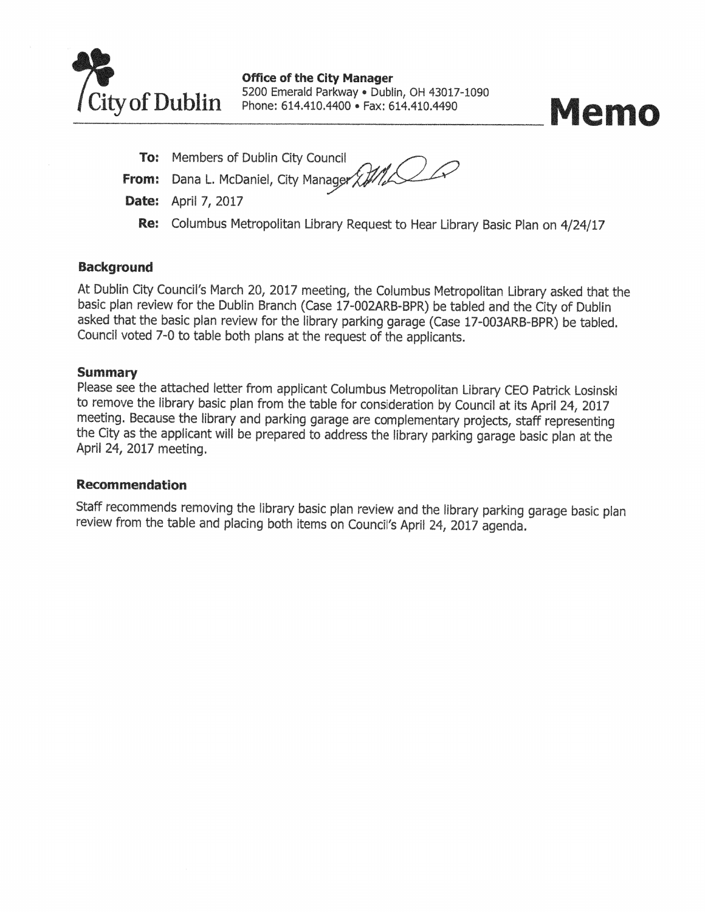City of Dublin

**Office of the City Manager**
5200 Emerald Parkway • Dublin, OH 43017-1090
Phone: 614.410.4400 • Fax: 614.410.4490

# Memo

**To:** Members of Dublin City Council

**From:** Dana L. McDaniel, City Manager

**Date:** April 7, 2017

**Re:** Columbus Metropolitan Library Request to Hear Library Basic Plan on 4/24/17

## Background

At Dublin City Council's March 20, 2017 meeting, the Columbus Metropolitan Library asked that the basic plan review for the Dublin Branch (Case 17-002ARB-BPR) be tabled and the City of Dublin asked that the basic plan review for the library parking garage (Case 17-003ARB-BPR) be tabled. Council voted 7-0 to table both plans at the request of the applicants.

## Summary

Please see the attached letter from applicant Columbus Metropolitan Library CEO Patrick Losinski to remove the library basic plan from the table for consideration by Council at its April 24, 2017 meeting. Because the library and parking garage are complementary projects, staff representing the City as the applicant will be prepared to address the library parking garage basic plan at the April 24, 2017 meeting.

## Recommendation

Staff recommends removing the library basic plan review and the library parking garage basic plan review from the table and placing both items on Council's April 24, 2017 agenda.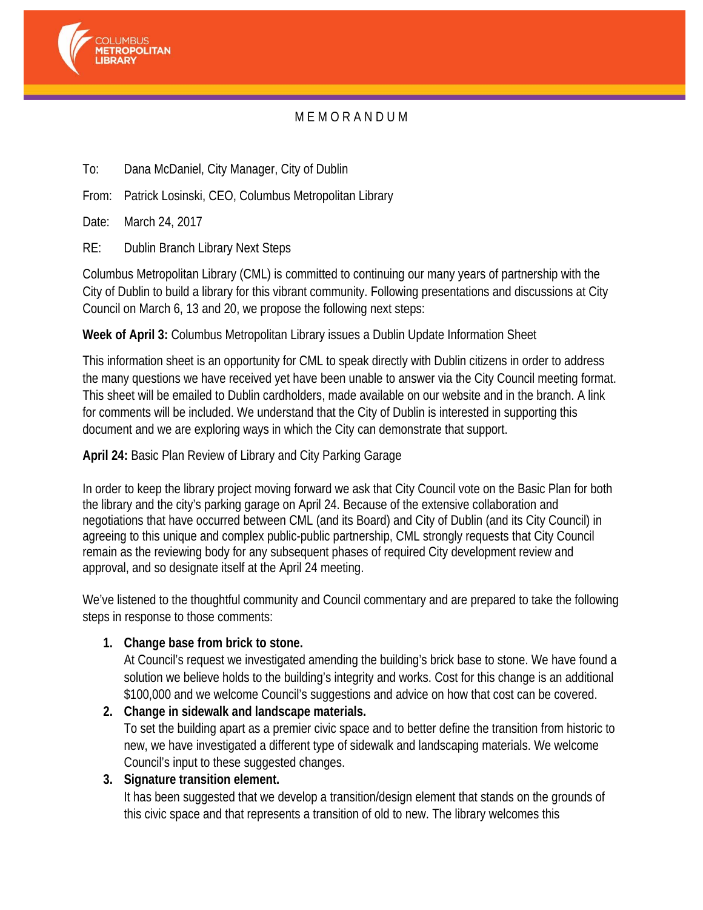# M E M O R A N D U M

To: Dana McDaniel, City Manager, City of Dublin

From: Patrick Losinski, CEO, Columbus Metropolitan Library

Date: March 24, 2017

RE: Dublin Branch Library Next Steps

Columbus Metropolitan Library (CML) is committed to continuing our many years of partnership with the City of Dublin to build a library for this vibrant community. Following presentations and discussions at City Council on March 6, 13 and 20, we propose the following next steps:

**Week of April 3:** Columbus Metropolitan Library issues a Dublin Update Information Sheet

This information sheet is an opportunity for CML to speak directly with Dublin citizens in order to address the many questions we have received yet have been unable to answer via the City Council meeting format. This sheet will be emailed to Dublin cardholders, made available on our website and in the branch. A link for comments will be included. We understand that the City of Dublin is interested in supporting this document and we are exploring ways in which the City can demonstrate that support.

**April 24:** Basic Plan Review of Library and City Parking Garage

In order to keep the library project moving forward we ask that City Council vote on the Basic Plan for both the library and the city's parking garage on April 24. Because of the extensive collaboration and negotiations that have occurred between CML (and its Board) and City of Dublin (and its City Council) in agreeing to this unique and complex public-public partnership, CML strongly requests that City Council remain as the reviewing body for any subsequent phases of required City development review and approval, and so designate itself at the April 24 meeting.

We've listened to the thoughtful community and Council commentary and are prepared to take the following steps in response to those comments:

1. **Change base from brick to stone.**
   At Council's request we investigated amending the building's brick base to stone. We have found a solution we believe holds to the building's integrity and works. Cost for this change is an additional $100,000 and we welcome Council's suggestions and advice on how that cost can be covered.
2. **Change in sidewalk and landscape materials.**
   To set the building apart as a premier civic space and to better define the transition from historic to new, we have investigated a different type of sidewalk and landscaping materials. We welcome Council's input to these suggested changes.
3. **Signature transition element.**
   It has been suggested that we develop a transition/design element that stands on the grounds of this civic space and that represents a transition of old to new. The library welcomes this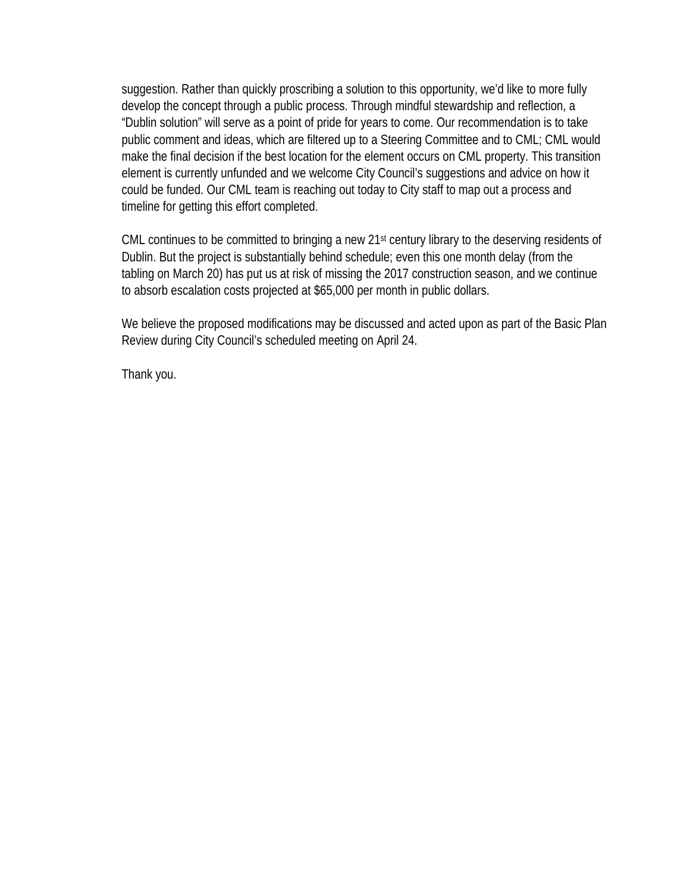suggestion. Rather than quickly proscribing a solution to this opportunity, we'd like to more fully develop the concept through a public process. Through mindful stewardship and reflection, a "Dublin solution" will serve as a point of pride for years to come. Our recommendation is to take public comment and ideas, which are filtered up to a Steering Committee and to CML; CML would make the final decision if the best location for the element occurs on CML property. This transition element is currently unfunded and we welcome City Council's suggestions and advice on how it could be funded. Our CML team is reaching out today to City staff to map out a process and timeline for getting this effort completed.

CML continues to be committed to bringing a new 21st century library to the deserving residents of Dublin. But the project is substantially behind schedule; even this one month delay (from the tabling on March 20) has put us at risk of missing the 2017 construction season, and we continue to absorb escalation costs projected at $65,000 per month in public dollars.

We believe the proposed modifications may be discussed and acted upon as part of the Basic Plan Review during City Council's scheduled meeting on April 24.

Thank you.